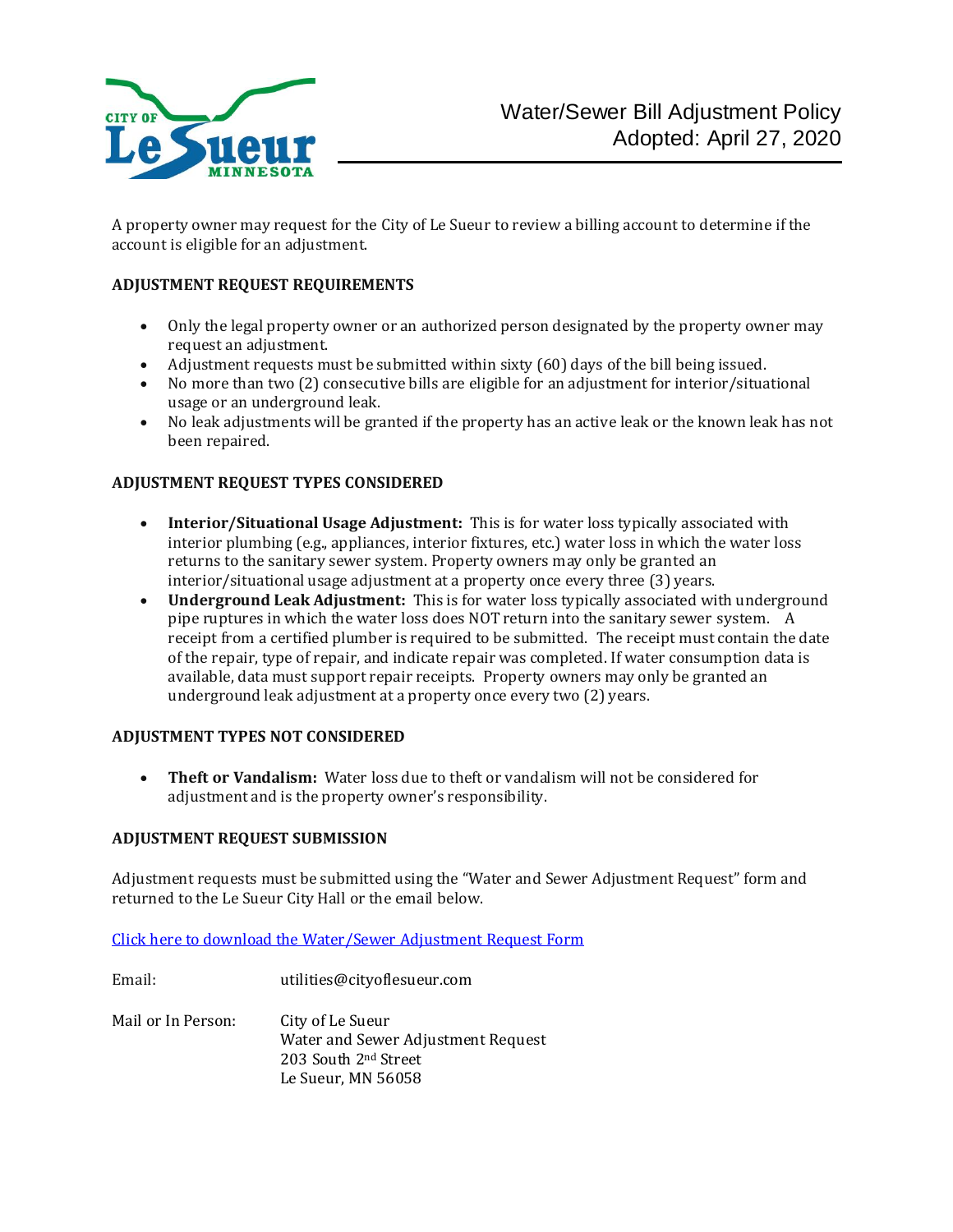# Water/Sewer Bill Adjustment Policy
Adopted: April 27, 2020

A property owner may request for the City of Le Sueur to review a billing account to determine if the account is eligible for an adjustment.

## ADJUSTMENT REQUEST REQUIREMENTS

- Only the legal property owner or an authorized person designated by the property owner may request an adjustment.
- Adjustment requests must be submitted within sixty (60) days of the bill being issued.
- No more than two (2) consecutive bills are eligible for an adjustment for interior/situational usage or an underground leak.
- No leak adjustments will be granted if the property has an active leak or the known leak has not been repaired.

## ADJUSTMENT REQUEST TYPES CONSIDERED

- **Interior/Situational Usage Adjustment:** This is for water loss typically associated with interior plumbing (e.g., appliances, interior fixtures, etc.) water loss in which the water loss returns to the sanitary sewer system. Property owners may only be granted an interior/situational usage adjustment at a property once every three (3) years.
- **Underground Leak Adjustment:** This is for water loss typically associated with underground pipe ruptures in which the water loss does NOT return into the sanitary sewer system. A receipt from a certified plumber is required to be submitted. The receipt must contain the date of the repair, type of repair, and indicate repair was completed. If water consumption data is available, data must support repair receipts. Property owners may only be granted an underground leak adjustment at a property once every two (2) years.

## ADJUSTMENT TYPES NOT CONSIDERED

- **Theft or Vandalism:** Water loss due to theft or vandalism will not be considered for adjustment and is the property owner's responsibility.

## ADJUSTMENT REQUEST SUBMISSION

Adjustment requests must be submitted using the "Water and Sewer Adjustment Request" form and returned to the Le Sueur City Hall or the email below.

Click here to download the Water/Sewer Adjustment Request Form

Email: utilities@cityoflesueur.com

Mail or In Person:
City of Le Sueur
Water and Sewer Adjustment Request
203 South 2nd Street
Le Sueur, MN 56058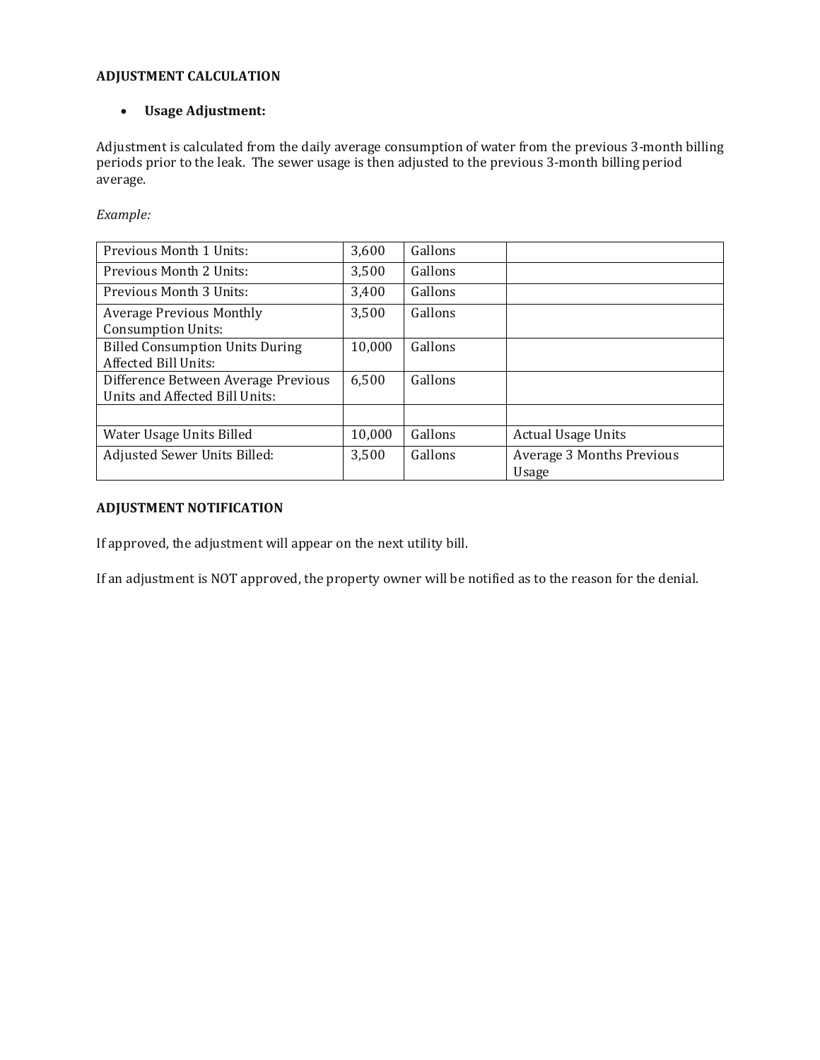**ADJUSTMENT CALCULATION**

- **Usage Adjustment:**

Adjustment is calculated from the daily average consumption of water from the previous 3-month billing periods prior to the leak. The sewer usage is then adjusted to the previous 3-month billing period average.

*Example:*

| | | | |
|---|---|---|---|
| Previous Month 1 Units: | 3,600 | Gallons | |
| Previous Month 2 Units: | 3,500 | Gallons | |
| Previous Month 3 Units: | 3,400 | Gallons | |
| Average Previous Monthly Consumption Units: | 3,500 | Gallons | |
| Billed Consumption Units During Affected Bill Units: | 10,000 | Gallons | |
| Difference Between Average Previous Units and Affected Bill Units: | 6,500 | Gallons | |
| | | | |
| Water Usage Units Billed | 10,000 | Gallons | Actual Usage Units |
| Adjusted Sewer Units Billed: | 3,500 | Gallons | Average 3 Months Previous Usage |

**ADJUSTMENT NOTIFICATION**

If approved, the adjustment will appear on the next utility bill.

If an adjustment is NOT approved, the property owner will be notified as to the reason for the denial.